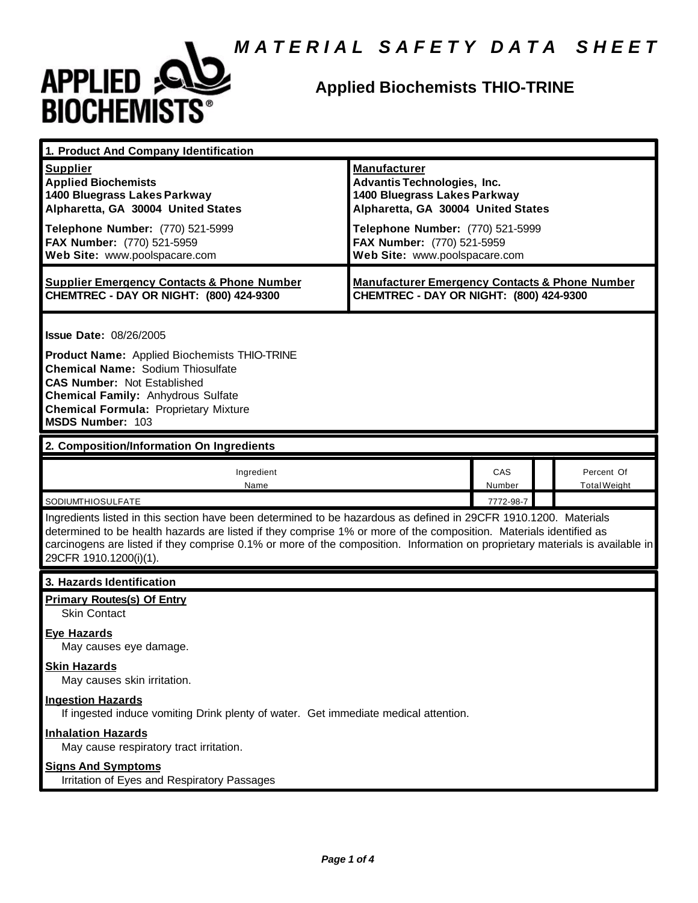# MATERIAL SAFETY DATA SHEET

**APPLIED BIOCHEMISTS®**

## Applied Biochemists THIO-TRINE

### 1. Product And Company Identification

| Supplier | Manufacturer |
|---|---|
| **Applied Biochemists**<br>**1400 Bluegrass Lakes Parkway**<br>**Alpharetta, GA 30004 United States** | **Advantis Technologies, Inc.**<br>**1400 Bluegrass Lakes Parkway**<br>**Alpharetta, GA 30004 United States** |
| **Telephone Number:** (770) 521-5999<br>**FAX Number:** (770) 521-5959<br>**Web Site:** www.poolspacare.com | **Telephone Number:** (770) 521-5999<br>**FAX Number:** (770) 521-5959<br>**Web Site:** www.poolspacare.com |
| **Supplier Emergency Contacts & Phone Number**<br>**CHEMTREC - DAY OR NIGHT: (800) 424-9300** | **Manufacturer Emergency Contacts & Phone Number**<br>**CHEMTREC - DAY OR NIGHT: (800) 424-9300** |

**Issue Date:** 08/26/2005

**Product Name:** Applied Biochemists THIO-TRINE
**Chemical Name:** Sodium Thiosulfate
**CAS Number:** Not Established
**Chemical Family:** Anhydrous Sulfate
**Chemical Formula:** Proprietary Mixture
**MSDS Number:** 103

### 2. Composition/Information On Ingredients

| Ingredient Name | CAS Number | | Percent Of Total Weight |
|---|---|---|---|
| SODIUMTHIOSULFATE | 7772-98-7 | | |

Ingredients listed in this section have been determined to be hazardous as defined in 29CFR 1910.1200. Materials determined to be health hazards are listed if they comprise 1% or more of the composition. Materials identified as carcinogens are listed if they comprise 0.1% or more of the composition. Information on proprietary materials is available in 29CFR 1910.1200(i)(1).

### 3. Hazards Identification

**Primary Routes(s) Of Entry**
Skin Contact

**Eye Hazards**
May causes eye damage.

**Skin Hazards**
May causes skin irritation.

**Ingestion Hazards**
If ingested induce vomiting Drink plenty of water. Get immediate medical attention.

**Inhalation Hazards**
May cause respiratory tract irritation.

**Signs And Symptoms**
Irritation of Eyes and Respiratory Passages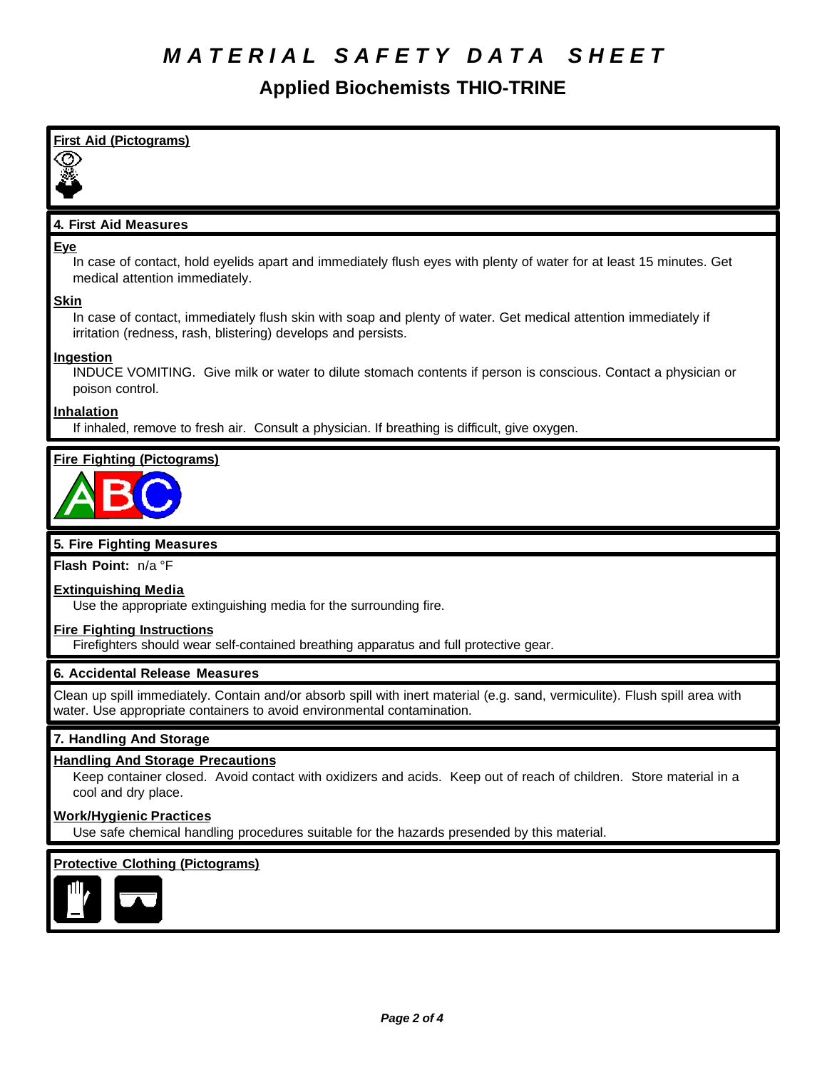# MATERIAL SAFETY DATA SHEET

## Applied Biochemists THIO-TRINE

**First Aid (Pictograms)**

### 4. First Aid Measures

**Eye**

In case of contact, hold eyelids apart and immediately flush eyes with plenty of water for at least 15 minutes. Get medical attention immediately.

**Skin**

In case of contact, immediately flush skin with soap and plenty of water. Get medical attention immediately if irritation (redness, rash, blistering) develops and persists.

**Ingestion**

INDUCE VOMITING. Give milk or water to dilute stomach contents if person is conscious. Contact a physician or poison control.

**Inhalation**

If inhaled, remove to fresh air. Consult a physician. If breathing is difficult, give oxygen.

**Fire Fighting (Pictograms)**

### 5. Fire Fighting Measures

**Flash Point:** n/a °F

**Extinguishing Media**

Use the appropriate extinguishing media for the surrounding fire.

**Fire Fighting Instructions**

Firefighters should wear self-contained breathing apparatus and full protective gear.

### 6. Accidental Release Measures

Clean up spill immediately. Contain and/or absorb spill with inert material (e.g. sand, vermiculite). Flush spill area with water. Use appropriate containers to avoid environmental contamination.

### 7. Handling And Storage

**Handling And Storage Precautions**

Keep container closed. Avoid contact with oxidizers and acids. Keep out of reach of children. Store material in a cool and dry place.

**Work/Hygienic Practices**

Use safe chemical handling procedures suitable for the hazards presended by this material.

**Protective Clothing (Pictograms)**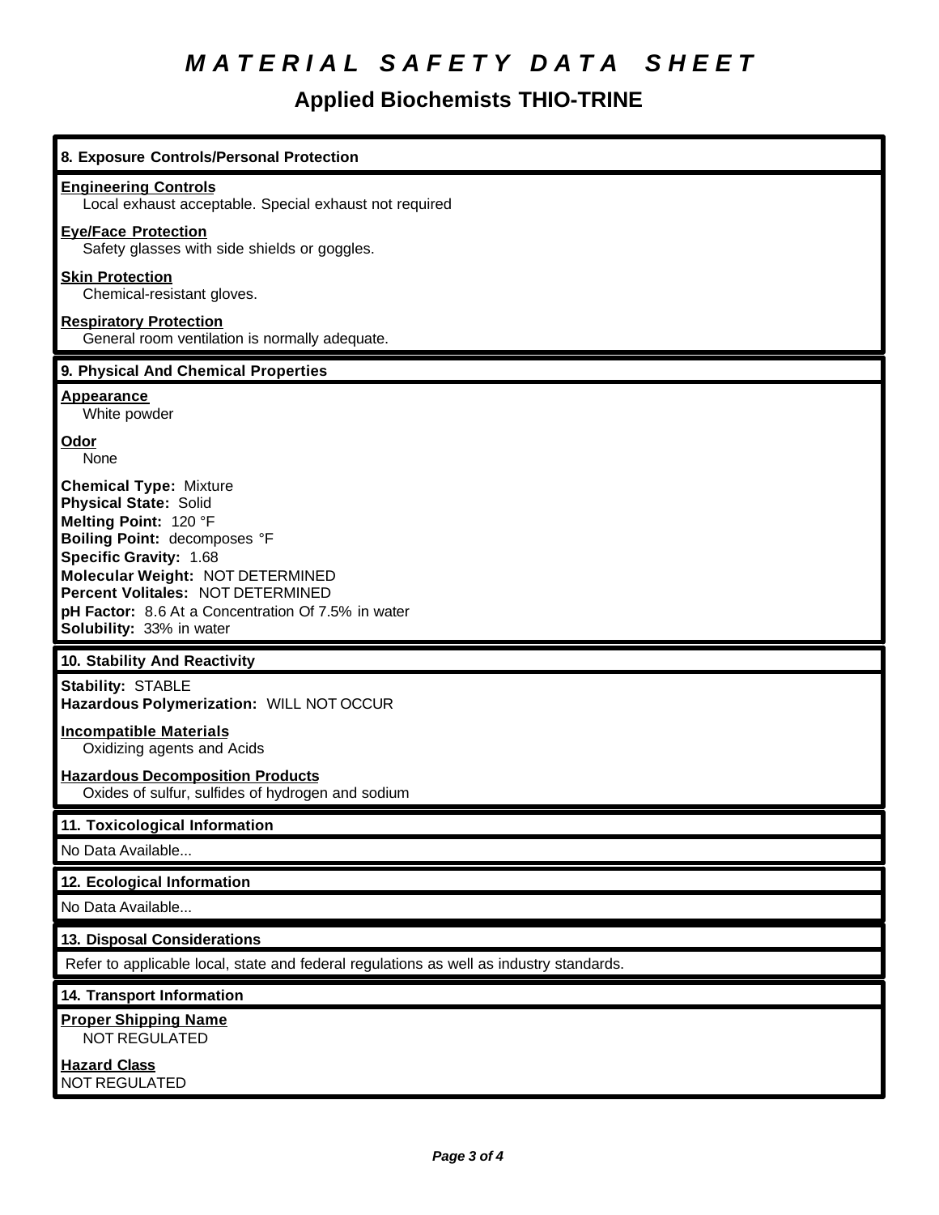# MATERIAL SAFETY DATA SHEET

## Applied Biochemists THIO-TRINE

### 8. Exposure Controls/Personal Protection

**Engineering Controls**

Local exhaust acceptable. Special exhaust not required

**Eye/Face Protection**

Safety glasses with side shields or goggles.

**Skin Protection**

Chemical-resistant gloves.

**Respiratory Protection**

General room ventilation is normally adequate.

### 9. Physical And Chemical Properties

**Appearance**

White powder

**Odor**

None

**Chemical Type:** Mixture
**Physical State:** Solid
**Melting Point:** 120 °F
**Boiling Point:** decomposes °F
**Specific Gravity:** 1.68
**Molecular Weight:** NOT DETERMINED
**Percent Volitales:** NOT DETERMINED
**pH Factor:** 8.6 At a Concentration Of 7.5% in water
**Solubility:** 33% in water

### 10. Stability And Reactivity

**Stability:** STABLE
**Hazardous Polymerization:** WILL NOT OCCUR

**Incompatible Materials**

Oxidizing agents and Acids

**Hazardous Decomposition Products**

Oxides of sulfur, sulfides of hydrogen and sodium

### 11. Toxicological Information

No Data Available...

### 12. Ecological Information

No Data Available...

### 13. Disposal Considerations

Refer to applicable local, state and federal regulations as well as industry standards.

### 14. Transport Information

**Proper Shipping Name**

NOT REGULATED

**Hazard Class**

NOT REGULATED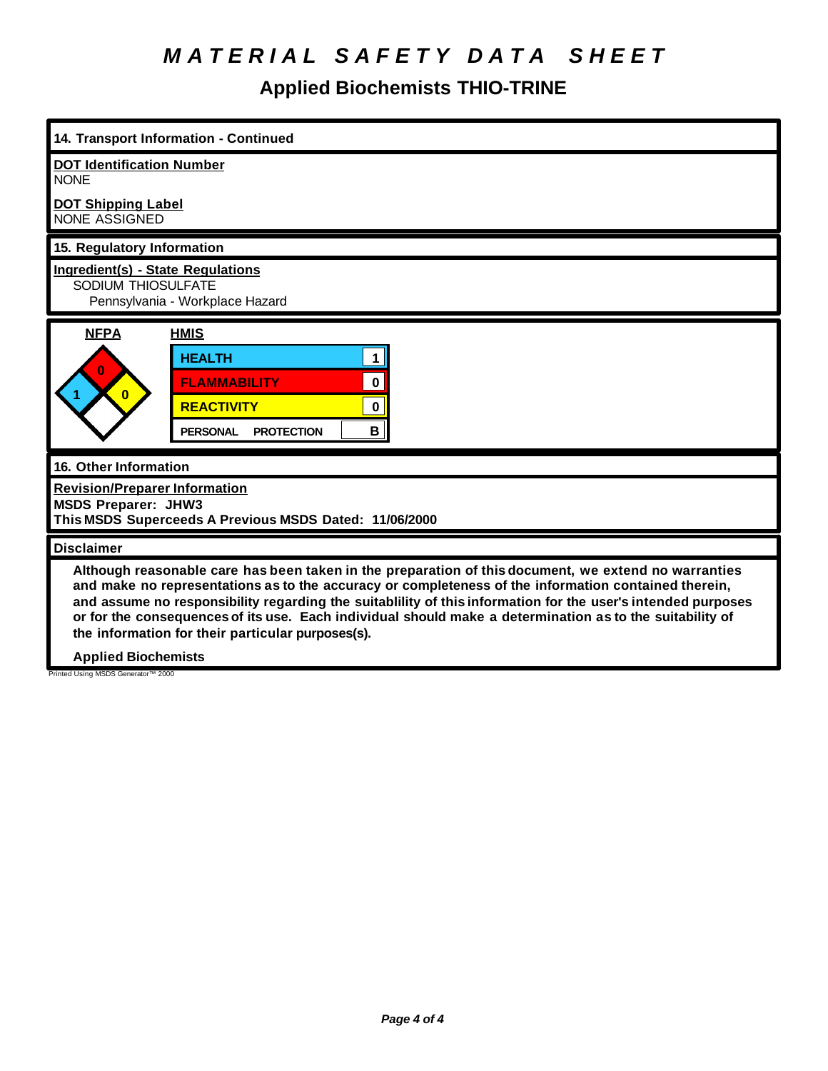# MATERIAL SAFETY DATA SHEET

## Applied Biochemists THIO-TRINE

### 14. Transport Information - Continued

**DOT Identification Number**
NONE

**DOT Shipping Label**
NONE ASSIGNED

### 15. Regulatory Information

**Ingredient(s) - State Regulations**

SODIUM THIOSULFATE
Pennsylvania - Workplace Hazard

**NFPA**

0
1
0

**HMIS**

| | |
|---|---|
| HEALTH | 1 |
| FLAMMABILITY | 0 |
| REACTIVITY | 0 |
| PERSONAL PROTECTION | B |

### 16. Other Information

**Revision/Preparer Information**
**MSDS Preparer: JHW3**
**This MSDS Superceeds A Previous MSDS Dated: 11/06/2000**

### Disclaimer

**Although reasonable care has been taken in the preparation of this document, we extend no warranties and make no representations as to the accuracy or completeness of the information contained therein, and assume no responsibility regarding the suitablility of this information for the user's intended purposes or for the consequences of its use. Each individual should make a determination as to the suitability of the information for their particular purposes(s).**

**Applied Biochemists**

Printed Using MSDS Generator™ 2000